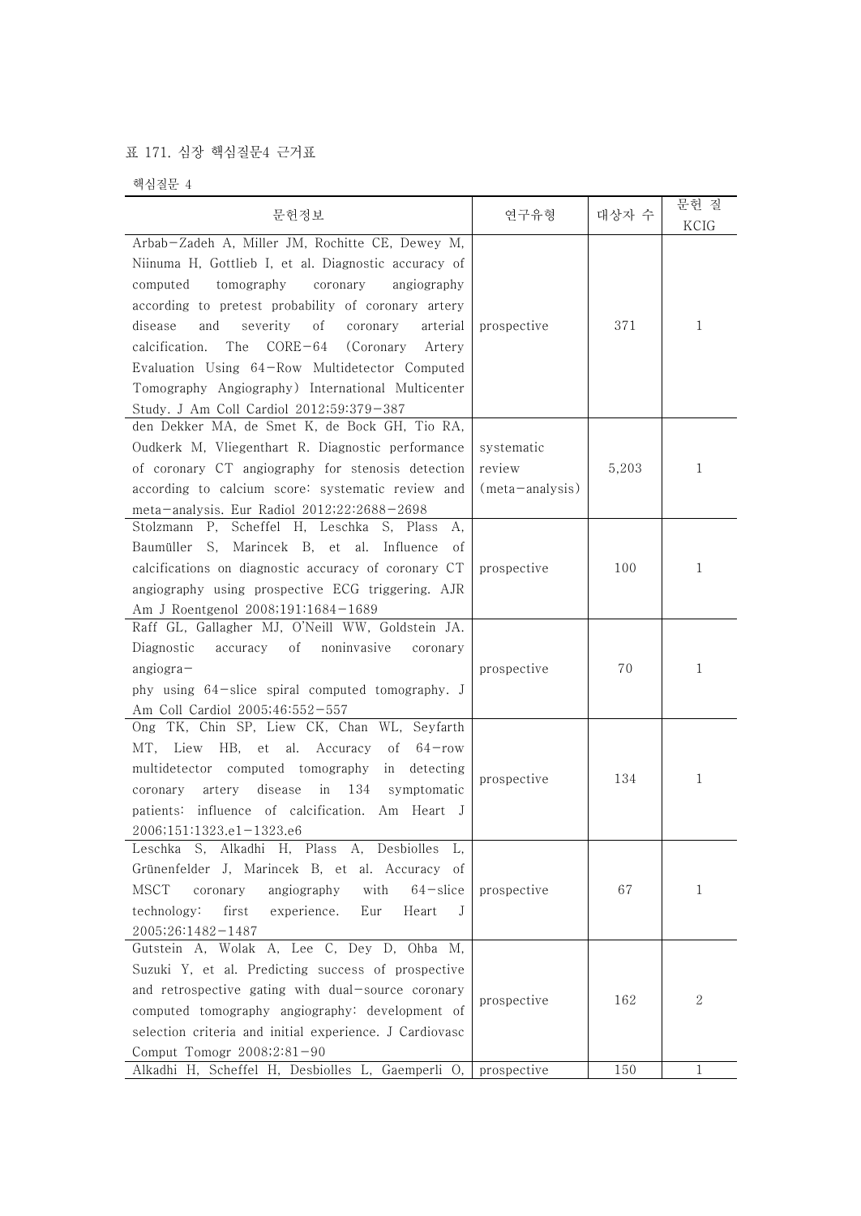표 171. 심장 핵심질문4 근거표

핵심질문 4

| 문헌정보 | 연구유형 | 대상자 수 | 문헌 질 KCIG |
|---|---|---|---|
| Arbab−Zadeh A, Miller JM, Rochitte CE, Dewey M, Niinuma H, Gottlieb I, et al. Diagnostic accuracy of computed tomography coronary angiography according to pretest probability of coronary artery disease and severity of coronary arterial calcification. The CORE−64 (Coronary Artery Evaluation Using 64−Row Multidetector Computed Tomography Angiography) International Multicenter Study. J Am Coll Cardiol 2012;59:379−387 | prospective | 371 | 1 |
| den Dekker MA, de Smet K, de Bock GH, Tio RA, Oudkerk M, Vliegenthart R. Diagnostic performance of coronary CT angiography for stenosis detection according to calcium score: systematic review and meta−analysis. Eur Radiol 2012;22:2688−2698 | systematic review (meta−analysis) | 5,203 | 1 |
| Stolzmann P, Scheffel H, Leschka S, Plass A, Baumüller S, Marincek B, et al. Influence of calcifications on diagnostic accuracy of coronary CT angiography using prospective ECG triggering. AJR Am J Roentgenol 2008;191:1684−1689 | prospective | 100 | 1 |
| Raff GL, Gallagher MJ, O'Neill WW, Goldstein JA. Diagnostic accuracy of noninvasive coronary angiogra− phy using 64−slice spiral computed tomography. J Am Coll Cardiol 2005;46:552−557 | prospective | 70 | 1 |
| Ong TK, Chin SP, Liew CK, Chan WL, Seyfarth MT, Liew HB, et al. Accuracy of 64−row multidetector computed tomography in detecting coronary artery disease in 134 symptomatic patients: influence of calcification. Am Heart J 2006;151:1323.e1−1323.e6 | prospective | 134 | 1 |
| Leschka S, Alkadhi H, Plass A, Desbiolles L, Grünenfelder J, Marincek B, et al. Accuracy of MSCT coronary angiography with 64−slice technology: first experience. Eur Heart J 2005;26:1482−1487 | prospective | 67 | 1 |
| Gutstein A, Wolak A, Lee C, Dey D, Ohba M, Suzuki Y, et al. Predicting success of prospective and retrospective gating with dual−source coronary computed tomography angiography: development of selection criteria and initial experience. J Cardiovasc Comput Tomogr 2008;2:81−90 | prospective | 162 | 2 |
| Alkadhi H, Scheffel H, Desbiolles L, Gaemperli O, | prospective | 150 | 1 |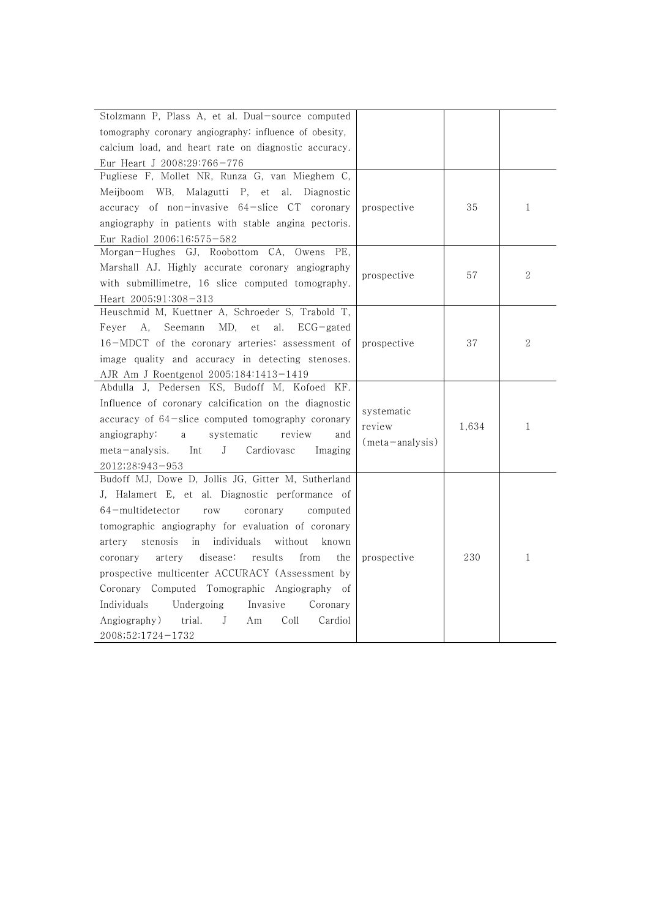| | | | |
|---|---|---|---|
| Stolzmann P, Plass A, et al. Dual-source computed tomography coronary angiography: influence of obesity, calcium load, and heart rate on diagnostic accuracy. Eur Heart J 2008;29:766-776 | | | |
| Pugliese F, Mollet NR, Runza G, van Mieghem C, Meijboom WB, Malagutti P, et al. Diagnostic accuracy of non-invasive 64-slice CT coronary angiography in patients with stable angina pectoris. Eur Radiol 2006;16:575-582 | prospective | 35 | 1 |
| Morgan-Hughes GJ, Roobottom CA, Owens PE, Marshall AJ. Highly accurate coronary angiography with submillimetre, 16 slice computed tomography. Heart 2005;91:308-313 | prospective | 57 | 2 |
| Heuschmid M, Kuettner A, Schroeder S, Trabold T, Feyer A, Seemann MD, et al. ECG-gated 16-MDCT of the coronary arteries: assessment of image quality and accuracy in detecting stenoses. AJR Am J Roentgenol 2005;184:1413-1419 | prospective | 37 | 2 |
| Abdulla J, Pedersen KS, Budoff M, Kofoed KF. Influence of coronary calcification on the diagnostic accuracy of 64-slice computed tomography coronary angiography: a systematic review and meta-analysis. Int J Cardiovasc Imaging 2012;28:943-953 | systematic review (meta-analysis) | 1,634 | 1 |
| Budoff MJ, Dowe D, Jollis JG, Gitter M, Sutherland J, Halamert E, et al. Diagnostic performance of 64-multidetector row coronary computed tomographic angiography for evaluation of coronary artery stenosis in individuals without known coronary artery disease: results from the prospective multicenter ACCURACY (Assessment by Coronary Computed Tomographic Angiography of Individuals Undergoing Invasive Coronary Angiography) trial. J Am Coll Cardiol 2008;52:1724-1732 | prospective | 230 | 1 |